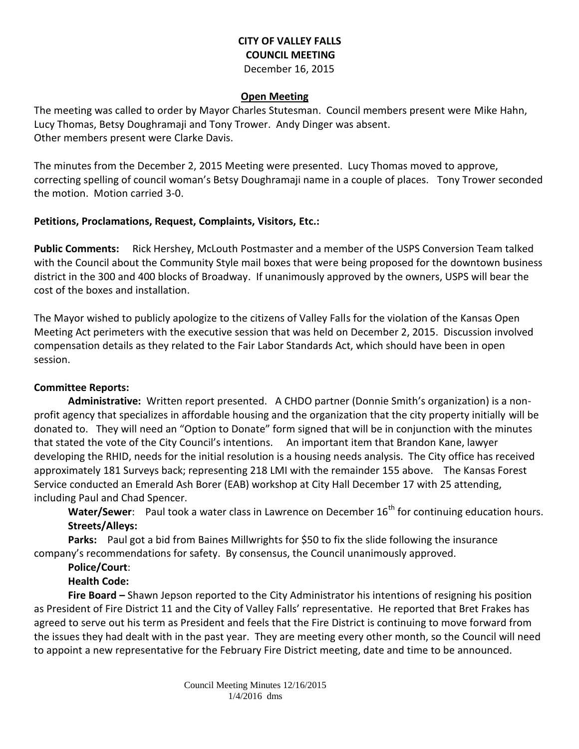# CITY OF VALLEY FALLS
## COUNCIL MEETING
December 16, 2015

### Open Meeting

The meeting was called to order by Mayor Charles Stutesman. Council members present were Mike Hahn, Lucy Thomas, Betsy Doughramaji and Tony Trower. Andy Dinger was absent. Other members present were Clarke Davis.

The minutes from the December 2, 2015 Meeting were presented. Lucy Thomas moved to approve, correcting spelling of council woman's Betsy Doughramaji name in a couple of places. Tony Trower seconded the motion. Motion carried 3-0.

**Petitions, Proclamations, Request, Complaints, Visitors, Etc.:**

**Public Comments:** Rick Hershey, McLouth Postmaster and a member of the USPS Conversion Team talked with the Council about the Community Style mail boxes that were being proposed for the downtown business district in the 300 and 400 blocks of Broadway. If unanimously approved by the owners, USPS will bear the cost of the boxes and installation.

The Mayor wished to publicly apologize to the citizens of Valley Falls for the violation of the Kansas Open Meeting Act perimeters with the executive session that was held on December 2, 2015. Discussion involved compensation details as they related to the Fair Labor Standards Act, which should have been in open session.

**Committee Reports:**

**Administrative:** Written report presented. A CHDO partner (Donnie Smith's organization) is a non-profit agency that specializes in affordable housing and the organization that the city property initially will be donated to. They will need an "Option to Donate" form signed that will be in conjunction with the minutes that stated the vote of the City Council's intentions. An important item that Brandon Kane, lawyer developing the RHID, needs for the initial resolution is a housing needs analysis. The City office has received approximately 181 Surveys back; representing 218 LMI with the remainder 155 above. The Kansas Forest Service conducted an Emerald Ash Borer (EAB) workshop at City Hall December 17 with 25 attending, including Paul and Chad Spencer.

**Water/Sewer**: Paul took a water class in Lawrence on December 16th for continuing education hours.

**Streets/Alleys:**

**Parks:** Paul got a bid from Baines Millwrights for $50 to fix the slide following the insurance company's recommendations for safety. By consensus, the Council unanimously approved.

**Police/Court**:

**Health Code:**

**Fire Board –** Shawn Jepson reported to the City Administrator his intentions of resigning his position as President of Fire District 11 and the City of Valley Falls' representative. He reported that Bret Frakes has agreed to serve out his term as President and feels that the Fire District is continuing to move forward from the issues they had dealt with in the past year. They are meeting every other month, so the Council will need to appoint a new representative for the February Fire District meeting, date and time to be announced.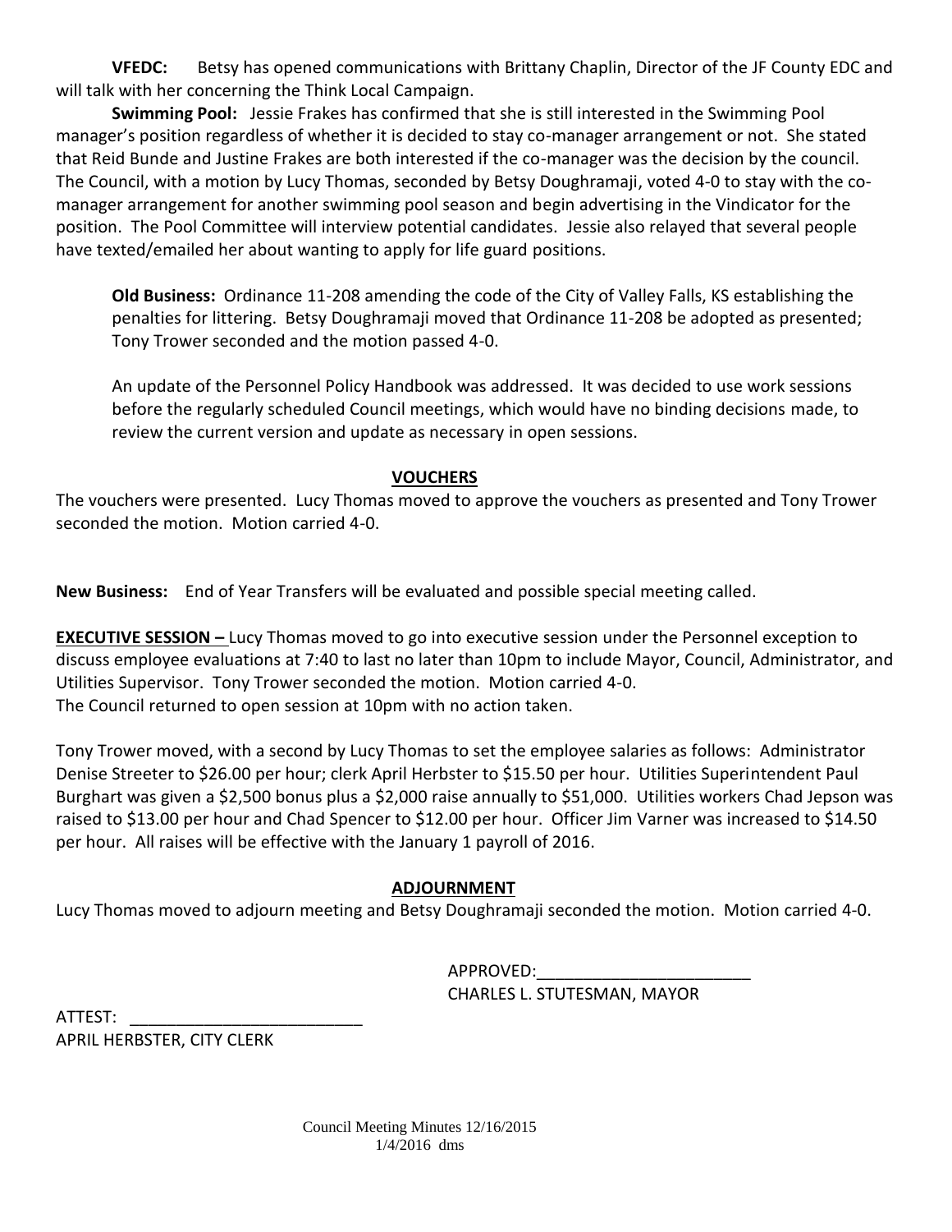**VFEDC:** Betsy has opened communications with Brittany Chaplin, Director of the JF County EDC and will talk with her concerning the Think Local Campaign.

**Swimming Pool:** Jessie Frakes has confirmed that she is still interested in the Swimming Pool manager's position regardless of whether it is decided to stay co-manager arrangement or not. She stated that Reid Bunde and Justine Frakes are both interested if the co-manager was the decision by the council. The Council, with a motion by Lucy Thomas, seconded by Betsy Doughramaji, voted 4-0 to stay with the co-manager arrangement for another swimming pool season and begin advertising in the Vindicator for the position. The Pool Committee will interview potential candidates. Jessie also relayed that several people have texted/emailed her about wanting to apply for life guard positions.

**Old Business:** Ordinance 11-208 amending the code of the City of Valley Falls, KS establishing the penalties for littering. Betsy Doughramaji moved that Ordinance 11-208 be adopted as presented; Tony Trower seconded and the motion passed 4-0.

An update of the Personnel Policy Handbook was addressed. It was decided to use work sessions before the regularly scheduled Council meetings, which would have no binding decisions made, to review the current version and update as necessary in open sessions.

## VOUCHERS

The vouchers were presented. Lucy Thomas moved to approve the vouchers as presented and Tony Trower seconded the motion. Motion carried 4-0.

**New Business:** End of Year Transfers will be evaluated and possible special meeting called.

**EXECUTIVE SESSION –** Lucy Thomas moved to go into executive session under the Personnel exception to discuss employee evaluations at 7:40 to last no later than 10pm to include Mayor, Council, Administrator, and Utilities Supervisor. Tony Trower seconded the motion. Motion carried 4-0.
The Council returned to open session at 10pm with no action taken.

Tony Trower moved, with a second by Lucy Thomas to set the employee salaries as follows: Administrator Denise Streeter to $26.00 per hour; clerk April Herbster to $15.50 per hour. Utilities Superintendent Paul Burghart was given a $2,500 bonus plus a $2,000 raise annually to $51,000. Utilities workers Chad Jepson was raised to $13.00 per hour and Chad Spencer to $12.00 per hour. Officer Jim Varner was increased to $14.50 per hour. All raises will be effective with the January 1 payroll of 2016.

## ADJOURNMENT

Lucy Thomas moved to adjourn meeting and Betsy Doughramaji seconded the motion. Motion carried 4-0.

APPROVED:_______________________
CHARLES L. STUTESMAN, MAYOR

ATTEST: _________________________
APRIL HERBSTER, CITY CLERK

Council Meeting Minutes 12/16/2015
1/4/2016 dms